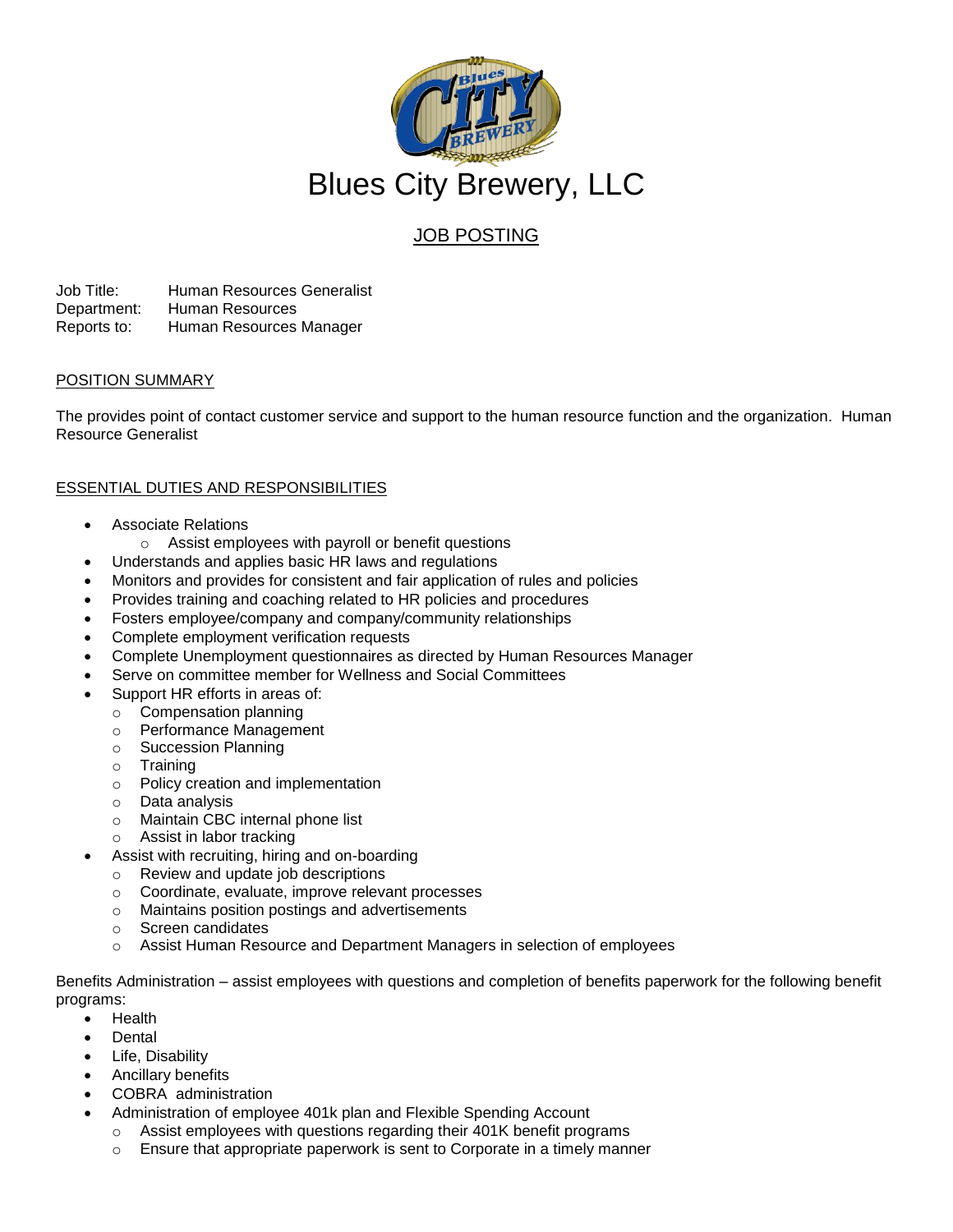# Blues City Brewery, LLC

## JOB POSTING

Job Title: Human Resources Generalist
Department: Human Resources
Reports to: Human Resources Manager

### POSITION SUMMARY

The provides point of contact customer service and support to the human resource function and the organization. Human Resource Generalist

### ESSENTIAL DUTIES AND RESPONSIBILITIES

- Associate Relations
  - Assist employees with payroll or benefit questions
- Understands and applies basic HR laws and regulations
- Monitors and provides for consistent and fair application of rules and policies
- Provides training and coaching related to HR policies and procedures
- Fosters employee/company and company/community relationships
- Complete employment verification requests
- Complete Unemployment questionnaires as directed by Human Resources Manager
- Serve on committee member for Wellness and Social Committees
- Support HR efforts in areas of:
  - Compensation planning
  - Performance Management
  - Succession Planning
  - Training
  - Policy creation and implementation
  - Data analysis
  - Maintain CBC internal phone list
  - Assist in labor tracking
- Assist with recruiting, hiring and on-boarding
  - Review and update job descriptions
  - Coordinate, evaluate, improve relevant processes
  - Maintains position postings and advertisements
  - Screen candidates
  - Assist Human Resource and Department Managers in selection of employees

Benefits Administration – assist employees with questions and completion of benefits paperwork for the following benefit programs:

- Health
- Dental
- Life, Disability
- Ancillary benefits
- COBRA administration
- Administration of employee 401k plan and Flexible Spending Account
  - Assist employees with questions regarding their 401K benefit programs
  - Ensure that appropriate paperwork is sent to Corporate in a timely manner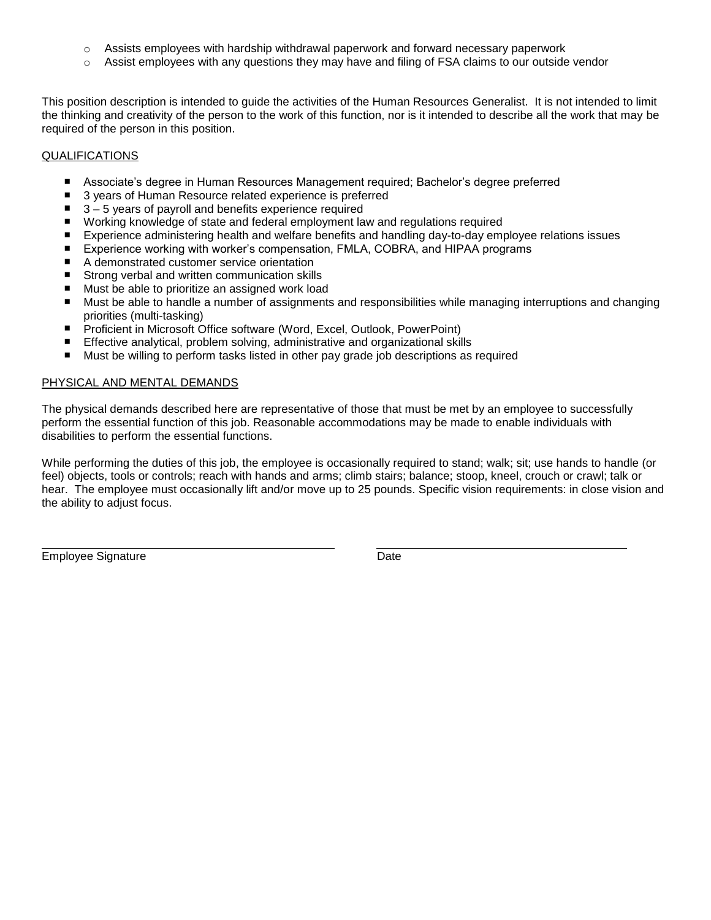- Assists employees with hardship withdrawal paperwork and forward necessary paperwork
- Assist employees with any questions they may have and filing of FSA claims to our outside vendor

This position description is intended to guide the activities of the Human Resources Generalist. It is not intended to limit the thinking and creativity of the person to the work of this function, nor is it intended to describe all the work that may be required of the person in this position.

## QUALIFICATIONS

- Associate's degree in Human Resources Management required; Bachelor's degree preferred
- 3 years of Human Resource related experience is preferred
- 3 – 5 years of payroll and benefits experience required
- Working knowledge of state and federal employment law and regulations required
- Experience administering health and welfare benefits and handling day-to-day employee relations issues
- Experience working with worker's compensation, FMLA, COBRA, and HIPAA programs
- A demonstrated customer service orientation
- Strong verbal and written communication skills
- Must be able to prioritize an assigned work load
- Must be able to handle a number of assignments and responsibilities while managing interruptions and changing priorities (multi-tasking)
- Proficient in Microsoft Office software (Word, Excel, Outlook, PowerPoint)
- Effective analytical, problem solving, administrative and organizational skills
- Must be willing to perform tasks listed in other pay grade job descriptions as required

## PHYSICAL AND MENTAL DEMANDS

The physical demands described here are representative of those that must be met by an employee to successfully perform the essential function of this job. Reasonable accommodations may be made to enable individuals with disabilities to perform the essential functions.

While performing the duties of this job, the employee is occasionally required to stand; walk; sit; use hands to handle (or feel) objects, tools or controls; reach with hands and arms; climb stairs; balance; stoop, kneel, crouch or crawl; talk or hear. The employee must occasionally lift and/or move up to 25 pounds. Specific vision requirements: in close vision and the ability to adjust focus.

Employee Signature ______________________ Date ______________________